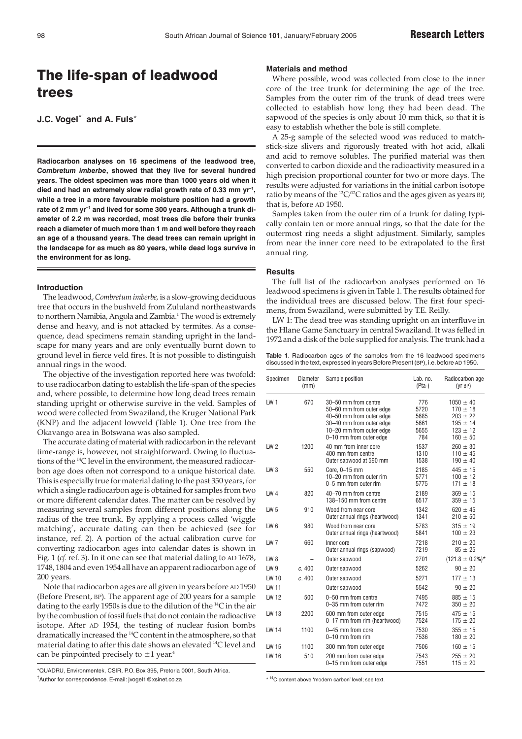# The life-span of leadwood trees

**J.C. Vogel**[*†] **and A. Fuls**[*]

**Radiocarbon analyses on 16 specimens of the leadwood tree, *Combretum imberbe*, showed that they live for several hundred years. The oldest specimen was more than 1000 years old when it died and had an extremely slow radial growth rate of 0.33 mm yr$^{-1}$, while a tree in a more favourable moisture position had a growth rate of 2 mm yr$^{-1}$ and lived for some 300 years. Although a trunk diameter of 2.2 m was recorded, most trees die before their trunks reach a diameter of much more than 1 m and well before they reach an age of a thousand years. The dead trees can remain upright in the landscape for as much as 80 years, while dead logs survive in the environment for as long.**

## Introduction

The leadwood, *Combretum imberbe,* is a slow-growing deciduous tree that occurs in the bushveld from Zululand northeastwards to northern Namibia, Angola and Zambia.[1] The wood is extremely dense and heavy, and is not attacked by termites. As a consequence, dead specimens remain standing upright in the landscape for many years and are only eventually burnt down to ground level in fierce veld fires. It is not possible to distinguish annual rings in the wood.

The objective of the investigation reported here was twofold: to use radiocarbon dating to establish the life-span of the species and, where possible, to determine how long dead trees remain standing upright or otherwise survive in the veld. Samples of wood were collected from Swaziland, the Kruger National Park (KNP) and the adjacent lowveld (Table 1). One tree from the Okavango area in Botswana was also sampled.

The accurate dating of material with radiocarbon in the relevant time-range is, however, not straightforward. Owing to fluctuations of the $^{14}$C level in the environment, the measured radiocarbon age does often not correspond to a unique historical date. This is especially true for material dating to the past 350 years, for which a single radiocarbon age is obtained for samples from two or more different calendar dates. The matter can be resolved by measuring several samples from different positions along the radius of the tree trunk. By applying a process called 'wiggle matching', accurate dating can then be achieved (see for instance, ref. 2). A portion of the actual calibration curve for converting radiocarbon ages into calendar dates is shown in Fig. 1 (*cf.* ref. 3). In it one can see that material dating to AD 1678, 1748, 1804 and even 1954 all have an apparent radiocarbon age of 200 years.

Note that radiocarbon ages are all given in years before AD 1950 (Before Present, BP). The apparent age of 200 years for a sample dating to the early 1950s is due to the dilution of the $^{14}$C in the air by the combustion of fossil fuels that do not contain the radioactive isotope. After AD 1954, the testing of nuclear fusion bombs dramatically increased the $^{14}$C content in the atmosphere, so that material dating to after this date shows an elevated $^{14}$C level and can be pinpointed precisely to ±1 year.[4]

*QUADRU, Environmentek, CSIR, P.O. Box 395, Pretoria 0001, South Africa.

†Author for correspondence. E-mail: jvogel1@xsinet.co.za

## Materials and method

Where possible, wood was collected from close to the inner core of the tree trunk for determining the age of the tree. Samples from the outer rim of the trunk of dead trees were collected to establish how long they had been dead. The sapwood of the species is only about 10 mm thick, so that it is easy to establish whether the bole is still complete.

A 25-g sample of the selected wood was reduced to matchstick-size slivers and rigorously treated with hot acid, alkali and acid to remove solubles. The purified material was then converted to carbon dioxide and the radioactivity measured in a high precision proportional counter for two or more days. The results were adjusted for variations in the initial carbon isotope ratio by means of the $^{13}$C/$^{12}$C ratios and the ages given as years BP, that is, before AD 1950.

Samples taken from the outer rim of a trunk for dating typically contain ten or more annual rings, so that the date for the outermost ring needs a slight adjustment. Similarly, samples from near the inner core need to be extrapolated to the first annual ring.

## Results

The full list of the radiocarbon analyses performed on 16 leadwood specimens is given in Table 1. The results obtained for the individual trees are discussed below. The first four specimens, from Swaziland, were submitted by T.E. Reilly.

LW 1: The dead tree was standing upright on an interfluve in the Hlane Game Sanctuary in central Swaziland. It was felled in 1972 and a disk of the bole supplied for analysis. The trunk had a

**Table 1**. Radiocarbon ages of the samples from the 16 leadwood specimens discussed in the text, expressed in years Before Present (BP), i.e. before AD 1950.

| Specimen | Diameter (mm) | Sample position | Lab. no. (Pta-) | Radiocarbon age (yr BP) |
|---|---|---|---|---|
| LW 1 | 670 | 30–50 mm from centre | 776 | 1050 ± 40 |
| | | 50–60 mm from outer edge | 5720 | 170 ± 18 |
| | | 40–50 mm from outer edge | 5685 | 203 ± 22 |
| | | 30–40 mm from outer edge | 5661 | 195 ± 14 |
| | | 10–20 mm from outer edge | 5655 | 123 ± 12 |
| | | 0–10 mm from outer edge | 784 | 160 ± 50 |
| LW 2 | 1200 | 40 mm from inner core | 1537 | 260 ± 30 |
| | | 400 mm from centre | 1310 | 110 ± 45 |
| | | Outer sapwood at 590 mm | 1538 | 190 ± 40 |
| LW 3 | 550 | Core, 0–15 mm | 2185 | 445 ± 15 |
| | | 10–20 mm from outer rim | 5771 | 100 ± 12 |
| | | 0–5 mm from outer rim | 5775 | 171 ± 18 |
| LW 4 | 820 | 40–70 mm from centre | 2189 | 369 ± 15 |
| | | 138–150 mm from centre | 6517 | 359 ± 15 |
| LW 5 | 910 | Wood from near core | 1342 | 620 ± 45 |
| | | Outer annual rings (heartwood) | 1341 | 210 ± 50 |
| LW 6 | 980 | Wood from near core | 5783 | 315 ± 19 |
| | | Outer annual rings (heartwood) | 5841 | 100 ± 23 |
| LW 7 | 660 | Inner core | 7218 | 210 ± 20 |
| | | Outer annual rings (sapwood) | 7219 | 85 ± 25 |
| LW 8 | – | Outer sapwood | 2701 | (121.8 ± 0.2%)* |
| LW 9 | *c.* 400 | Outer sapwood | 5262 | 90 ± 20 |
| LW 10 | *c.* 400 | Outer sapwood | 5271 | 177 ± 13 |
| LW 11 | – | Outer sapwood | 5542 | 90 ± 20 |
| LW 12 | 500 | 0–50 mm from centre | 7495 | 885 ± 15 |
| | | 0–35 mm from outer rim | 7472 | 350 ± 20 |
| LW 13 | 2200 | 600 mm from outer edge | 7515 | 475 ± 15 |
| | | 0–17 mm from rim (heartwood) | 7524 | 175 ± 20 |
| LW 14 | 1100 | 0–45 mm from core | 7530 | 355 ± 15 |
| | | 0–10 mm from rim | 7536 | 180 ± 20 |
| LW 15 | 1100 | 300 mm from outer edge | 7506 | 160 ± 15 |
| LW 16 | 510 | 200 mm from outer edge | 7543 | 255 ± 20 |
| | | 0–15 mm from outer edge | 7551 | 115 ± 20 |

\* $^{14}$C content above 'modern carbon' level; see text.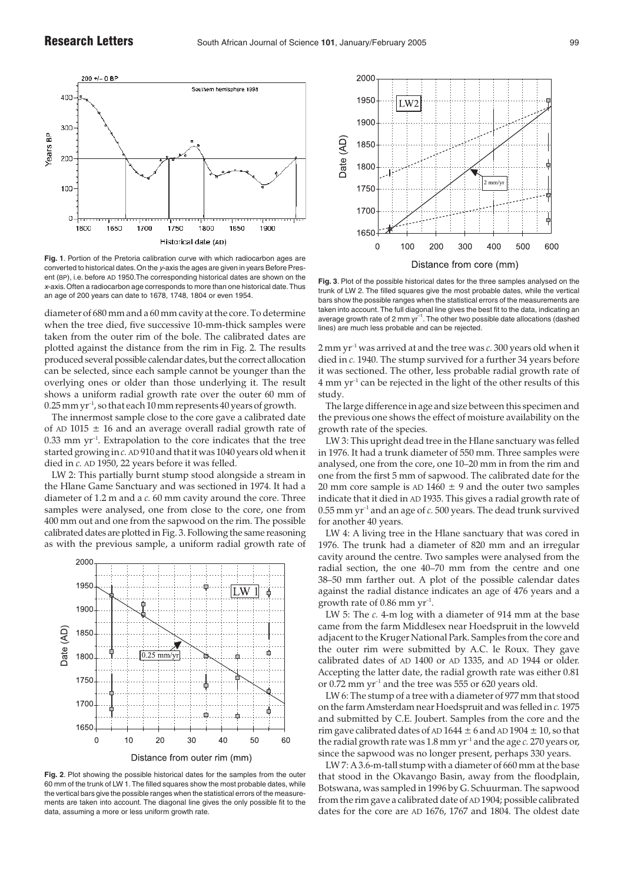**Fig. 1**. Portion of the Pretoria calibration curve with which radiocarbon ages are converted to historical dates. On the y-axis the ages are given in years Before Present (BP), i.e. before AD 1950. The corresponding historical dates are shown on the x-axis. Often a radiocarbon age corresponds to more than one historical date. Thus an age of 200 years can date to 1678, 1748, 1804 or even 1954.

diameter of 680 mm and a 60 mm cavity at the core. To determine when the tree died, five successive 10-mm-thick samples were taken from the outer rim of the bole. The calibrated dates are plotted against the distance from the rim in Fig. 2. The results produced several possible calendar dates, but the correct allocation can be selected, since each sample cannot be younger than the overlying ones or older than those underlying it. The result shows a uniform radial growth rate over the outer 60 mm of 0.25 mm $yr^{-1}$, so that each 10 mm represents 40 years of growth.

The innermost sample close to the core gave a calibrated date of AD 1015 ± 16 and an average overall radial growth rate of 0.33 mm $yr^{-1}$. Extrapolation to the core indicates that the tree started growing in *c.* AD 910 and that it was 1040 years old when it died in *c.* AD 1950, 22 years before it was felled.

LW 2: This partially burnt stump stood alongside a stream in the Hlane Game Sanctuary and was sectioned in 1974. It had a diameter of 1.2 m and a *c.* 60 mm cavity around the core. Three samples were analysed, one from close to the core, one from 400 mm out and one from the sapwood on the rim. The possible calibrated dates are plotted in Fig. 3. Following the same reasoning as with the previous sample, a uniform radial growth rate of 2 mm $yr^{-1}$ was arrived at and the tree was *c.* 300 years old when it died in *c.* 1940. The stump survived for a further 34 years before it was sectioned. The other, less probable radial growth rate of 4 mm $yr^{-1}$ can be rejected in the light of the other results of this study.

**Fig. 2**. Plot showing the possible historical dates for the samples from the outer 60 mm of the trunk of LW 1. The filled squares show the most probable dates, while the vertical bars give the possible ranges when the statistical errors of the measurements are taken into account. The diagonal line gives the only possible fit to the data, assuming a more or less uniform growth rate.

**Fig. 3**. Plot of the possible historical dates for the three samples analysed on the trunk of LW 2. The filled squares give the most probable dates, while the vertical bars show the possible ranges when the statistical errors of the measurements are taken into account. The full diagonal line gives the best fit to the data, indicating an average growth rate of 2 mm $yr^{-1}$. The other two possible date allocations (dashed lines) are much less probable and can be rejected.

The large difference in age and size between this specimen and the previous one shows the effect of moisture availability on the growth rate of the species.

LW 3: This upright dead tree in the Hlane sanctuary was felled in 1976. It had a trunk diameter of 550 mm. Three samples were analysed, one from the core, one 10–20 mm in from the rim and one from the first 5 mm of sapwood. The calibrated date for the 20 mm core sample is AD 1460 ± 9 and the outer two samples indicate that it died in AD 1935. This gives a radial growth rate of 0.55 mm $yr^{-1}$ and an age of *c.* 500 years. The dead trunk survived for another 40 years.

LW 4: A living tree in the Hlane sanctuary that was cored in 1976. The trunk had a diameter of 820 mm and an irregular cavity around the centre. Two samples were analysed from the radial section, the one 40–70 mm from the centre and one 38–50 mm farther out. A plot of the possible calendar dates against the radial distance indicates an age of 476 years and a growth rate of 0.86 mm $yr^{-1}$.

LW 5: The *c.* 4-m log with a diameter of 914 mm at the base came from the farm Middlesex near Hoedspruit in the lowveld adjacent to the Kruger National Park. Samples from the core and the outer rim were submitted by A.C. le Roux. They gave calibrated dates of AD 1400 or AD 1335, and AD 1944 or older. Accepting the latter date, the radial growth rate was either 0.81 or 0.72 mm $yr^{-1}$ and the tree was 555 or 620 years old.

LW 6: The stump of a tree with a diameter of 977 mm that stood on the farm Amsterdam near Hoedspruit and was felled in *c.* 1975 and submitted by C.E. Joubert. Samples from the core and the rim gave calibrated dates of AD 1644 ± 6 and AD 1904 ± 10, so that the radial growth rate was 1.8 mm $yr^{-1}$ and the age *c.* 270 years or, since the sapwood was no longer present, perhaps 330 years.

LW 7: A 3.6-m-tall stump with a diameter of 660 mm at the base that stood in the Okavango Basin, away from the floodplain, Botswana, was sampled in 1996 by G. Schuurman. The sapwood from the rim gave a calibrated date of AD 1904; possible calibrated dates for the core are AD 1676, 1767 and 1804. The oldest date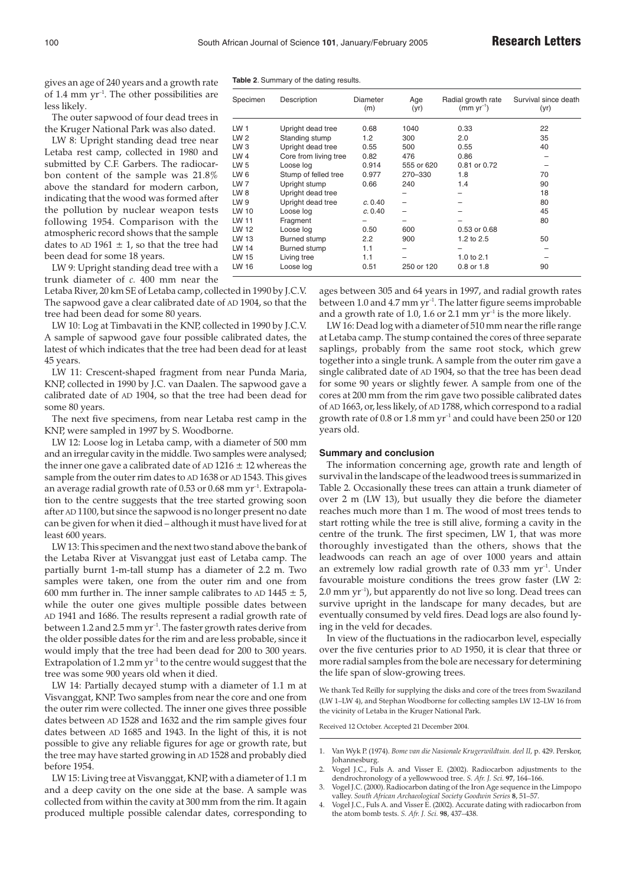gives an age of 240 years and a growth rate of 1.4 mm yr$^{-1}$. The other possibilities are less likely.

The outer sapwood of four dead trees in the Kruger National Park was also dated.

LW 8: Upright standing dead tree near Letaba rest camp, collected in 1980 and submitted by C.F. Garbers. The radiocarbon content of the sample was 21.8% above the standard for modern carbon, indicating that the wood was formed after the pollution by nuclear weapon tests following 1954. Comparison with the atmospheric record shows that the sample dates to AD 1961 ± 1, so that the tree had been dead for some 18 years.

LW 9: Upright standing dead tree with a trunk diameter of *c.* 400 mm near the Letaba River, 20 km SE of Letaba camp, collected in 1990 by J.C.V. The sapwood gave a clear calibrated date of AD 1904, so that the tree had been dead for some 80 years.

LW 10: Log at Timbavati in the KNP, collected in 1990 by J.C.V. A sample of sapwood gave four possible calibrated dates, the latest of which indicates that the tree had been dead for at least 45 years.

LW 11: Crescent-shaped fragment from near Punda Maria, KNP, collected in 1990 by J.C. van Daalen. The sapwood gave a calibrated date of AD 1904, so that the tree had been dead for some 80 years.

The next five specimens, from near Letaba rest camp in the KNP, were sampled in 1997 by S. Woodborne.

LW 12: Loose log in Letaba camp, with a diameter of 500 mm and an irregular cavity in the middle. Two samples were analysed; the inner one gave a calibrated date of AD 1216 ± 12 whereas the sample from the outer rim dates to AD 1638 or AD 1543. This gives an average radial growth rate of 0.53 or 0.68 mm yr$^{-1}$. Extrapolation to the centre suggests that the tree started growing soon after AD 1100, but since the sapwood is no longer present no date can be given for when it died – although it must have lived for at least 600 years.

LW 13: This specimen and the next two stand above the bank of the Letaba River at Visvanggat just east of Letaba camp. The partially burnt 1-m-tall stump has a diameter of 2.2 m. Two samples were taken, one from the outer rim and one from 600 mm further in. The inner sample calibrates to AD 1445 ± 5, while the outer one gives multiple possible dates between AD 1941 and 1686. The results represent a radial growth rate of between 1.2 and 2.5 mm yr$^{-1}$. The faster growth rates derive from the older possible dates for the rim and are less probable, since it would imply that the tree had been dead for 200 to 300 years. Extrapolation of 1.2 mm yr$^{-1}$ to the centre would suggest that the tree was some 900 years old when it died.

LW 14: Partially decayed stump with a diameter of 1.1 m at Visvanggat, KNP. Two samples from near the core and one from the outer rim were collected. The inner one gives three possible dates between AD 1528 and 1632 and the rim sample gives four dates between AD 1685 and 1943. In the light of this, it is not possible to give any reliable figures for age or growth rate, but the tree may have started growing in AD 1528 and probably died before 1954.

LW 15: Living tree at Visvanggat, KNP, with a diameter of 1.1 m and a deep cavity on the one side at the base. A sample was collected from within the cavity at 300 mm from the rim. It again produced multiple possible calendar dates, corresponding to ages between 305 and 64 years in 1997, and radial growth rates between 1.0 and 4.7 mm yr$^{-1}$. The latter figure seems improbable and a growth rate of 1.0, 1.6 or 2.1 mm yr$^{-1}$ is the more likely.

LW 16: Dead log with a diameter of 510 mm near the rifle range at Letaba camp. The stump contained the cores of three separate saplings, probably from the same root stock, which grew together into a single trunk. A sample from the outer rim gave a single calibrated date of AD 1904, so that the tree has been dead for some 90 years or slightly fewer. A sample from one of the cores at 200 mm from the rim gave two possible calibrated dates of AD 1663, or, less likely, of AD 1788, which correspond to a radial growth rate of 0.8 or 1.8 mm yr$^{-1}$ and could have been 250 or 120 years old.

**Table 2**. Summary of the dating results.

| Specimen | Description | Diameter (m) | Age (yr) | Radial growth rate (mm yr$^{-1}$) | Survival since death (yr) |
|---|---|---|---|---|---|
| LW 1 | Upright dead tree | 0.68 | 1040 | 0.33 | 22 |
| LW 2 | Standing stump | 1.2 | 300 | 2.0 | 35 |
| LW 3 | Upright dead tree | 0.55 | 500 | 0.55 | 40 |
| LW 4 | Core from living tree | 0.82 | 476 | 0.86 | – |
| LW 5 | Loose log | 0.914 | 555 or 620 | 0.81 or 0.72 | – |
| LW 6 | Stump of felled tree | 0.977 | 270–330 | 1.8 | 70 |
| LW 7 | Upright stump | 0.66 | 240 | 1.4 | 90 |
| LW 8 | Upright dead tree | | – | – | 18 |
| LW 9 | Upright dead tree | *c.* 0.40 | – | – | 80 |
| LW 10 | Loose log | *c.* 0.40 | – | – | 45 |
| LW 11 | Fragment | – | – | – | 80 |
| LW 12 | Loose log | 0.50 | 600 | 0.53 or 0.68 | |
| LW 13 | Burned stump | 2.2 | 900 | 1.2 to 2.5 | 50 |
| LW 14 | Burned stump | 1.1 | – | – | – |
| LW 15 | Living tree | 1.1 | – | 1.0 to 2.1 | – |
| LW 16 | Loose log | 0.51 | 250 or 120 | 0.8 or 1.8 | 90 |

### Summary and conclusion

The information concerning age, growth rate and length of survival in the landscape of the leadwood trees is summarized in Table 2. Occasionally these trees can attain a trunk diameter of over 2 m (LW 13), but usually they die before the diameter reaches much more than 1 m. The wood of most trees tends to start rotting while the tree is still alive, forming a cavity in the centre of the trunk. The first specimen, LW 1, that was more thoroughly investigated than the others, shows that the leadwoods can reach an age of over 1000 years and attain an extremely low radial growth rate of 0.33 mm yr$^{-1}$. Under favourable moisture conditions the trees grow faster (LW 2: 2.0 mm yr$^{-1}$), but apparently do not live so long. Dead trees can survive upright in the landscape for many decades, but are eventually consumed by veld fires. Dead logs are also found lying in the veld for decades.

In view of the fluctuations in the radiocarbon level, especially over the five centuries prior to AD 1950, it is clear that three or more radial samples from the bole are necessary for determining the life span of slow-growing trees.

We thank Ted Reilly for supplying the disks and core of the trees from Swaziland (LW 1–LW 4), and Stephan Woodborne for collecting samples LW 12–LW 16 from the vicinity of Letaba in the Kruger National Park.

Received 12 October. Accepted 21 December 2004.

1. Van Wyk P. (1974). *Bome van die Nasionale Krugerwildtuin. deel II,* p. 429. Perskor, Johannesburg.
2. Vogel J.C., Fuls A. and Visser E. (2002). Radiocarbon adjustments to the dendrochronology of a yellowwood tree. *S. Afr. J. Sci.* **97**, 164–166.
3. Vogel J.C. (2000). Radiocarbon dating of the Iron Age sequence in the Limpopo valley. *South African Archaeological Society Goodwin Series* **8**, 51–57.
4. Vogel J.C., Fuls A. and Visser E. (2002). Accurate dating with radiocarbon from the atom bomb tests. *S. Afr. J. Sci.* **98**, 437–438.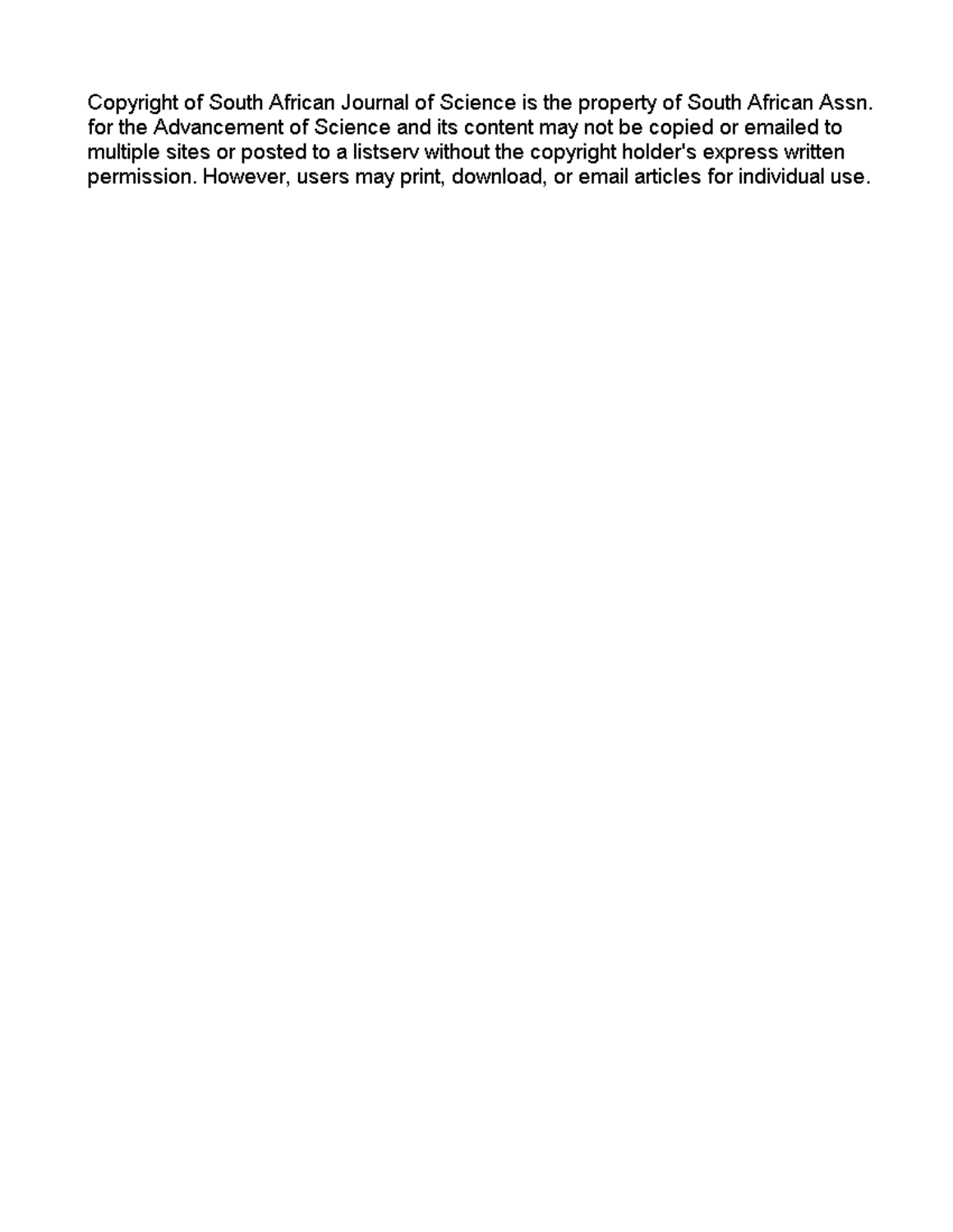Copyright of South African Journal of Science is the property of South African Assn. for the Advancement of Science and its content may not be copied or emailed to multiple sites or posted to a listserv without the copyright holder's express written permission. However, users may print, download, or email articles for individual use.